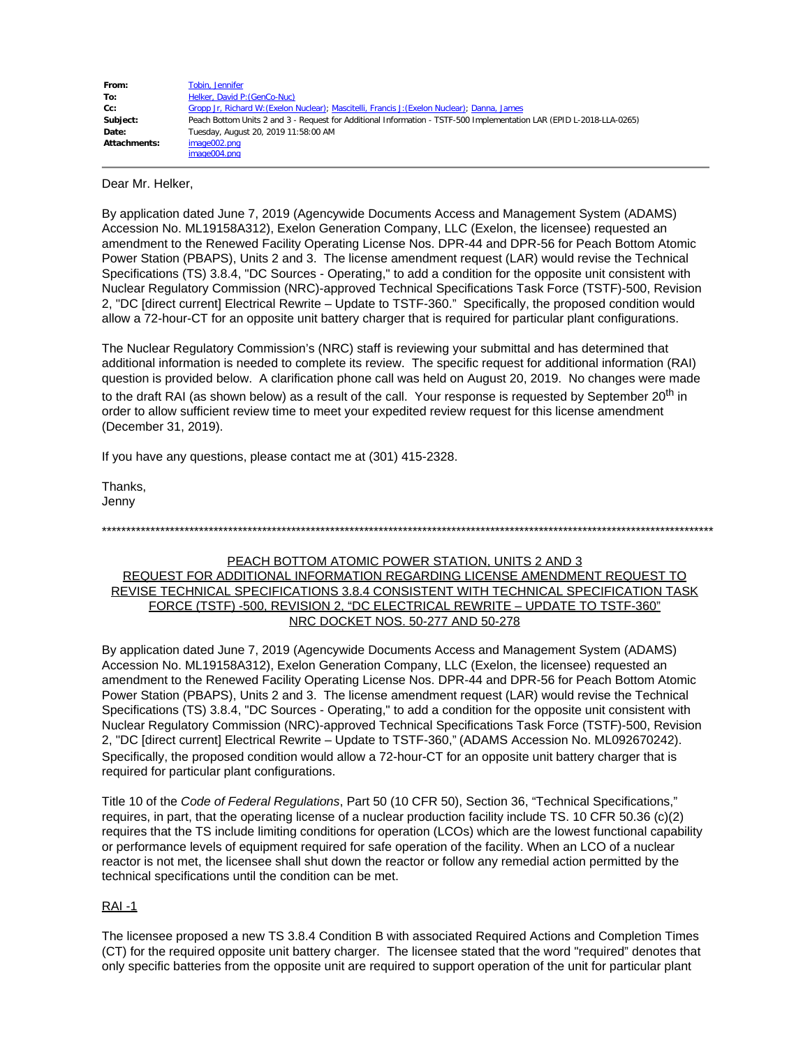| | |
|---|---|
| **From:** | Tobin, Jennifer |
| **To:** | Helker, David P:(GenCo-Nuc) |
| **Cc:** | Gropp Jr, Richard W:(Exelon Nuclear); Mascitelli, Francis J:(Exelon Nuclear); Danna, James |
| **Subject:** | Peach Bottom Units 2 and 3 - Request for Additional Information - TSTF-500 Implementation LAR (EPID L-2018-LLA-0265) |
| **Date:** | Tuesday, August 20, 2019 11:58:00 AM |
| **Attachments:** | image002.png<br>image004.png |

Dear Mr. Helker,

By application dated June 7, 2019 (Agencywide Documents Access and Management System (ADAMS) Accession No. ML19158A312), Exelon Generation Company, LLC (Exelon, the licensee) requested an amendment to the Renewed Facility Operating License Nos. DPR-44 and DPR-56 for Peach Bottom Atomic Power Station (PBAPS), Units 2 and 3. The license amendment request (LAR) would revise the Technical Specifications (TS) 3.8.4, "DC Sources - Operating," to add a condition for the opposite unit consistent with Nuclear Regulatory Commission (NRC)-approved Technical Specifications Task Force (TSTF)-500, Revision 2, "DC [direct current] Electrical Rewrite – Update to TSTF-360." Specifically, the proposed condition would allow a 72-hour-CT for an opposite unit battery charger that is required for particular plant configurations.

The Nuclear Regulatory Commission's (NRC) staff is reviewing your submittal and has determined that additional information is needed to complete its review. The specific request for additional information (RAI) question is provided below. A clarification phone call was held on August 20, 2019. No changes were made to the draft RAI (as shown below) as a result of the call. Your response is requested by September 20th in order to allow sufficient review time to meet your expedited review request for this license amendment (December 31, 2019).

If you have any questions, please contact me at (301) 415-2328.

Thanks,
Jenny

****************************************************************************************************************************

PEACH BOTTOM ATOMIC POWER STATION, UNITS 2 AND 3
REQUEST FOR ADDITIONAL INFORMATION REGARDING LICENSE AMENDMENT REQUEST TO REVISE TECHNICAL SPECIFICATIONS 3.8.4 CONSISTENT WITH TECHNICAL SPECIFICATION TASK FORCE (TSTF) -500, REVISION 2, "DC ELECTRICAL REWRITE – UPDATE TO TSTF-360"
NRC DOCKET NOS. 50-277 AND 50-278

By application dated June 7, 2019 (Agencywide Documents Access and Management System (ADAMS) Accession No. ML19158A312), Exelon Generation Company, LLC (Exelon, the licensee) requested an amendment to the Renewed Facility Operating License Nos. DPR-44 and DPR-56 for Peach Bottom Atomic Power Station (PBAPS), Units 2 and 3. The license amendment request (LAR) would revise the Technical Specifications (TS) 3.8.4, "DC Sources - Operating," to add a condition for the opposite unit consistent with Nuclear Regulatory Commission (NRC)-approved Technical Specifications Task Force (TSTF)-500, Revision 2, "DC [direct current] Electrical Rewrite – Update to TSTF-360," (ADAMS Accession No. ML092670242). Specifically, the proposed condition would allow a 72-hour-CT for an opposite unit battery charger that is required for particular plant configurations.

Title 10 of the *Code of Federal Regulations*, Part 50 (10 CFR 50), Section 36, "Technical Specifications," requires, in part, that the operating license of a nuclear production facility include TS. 10 CFR 50.36 (c)(2) requires that the TS include limiting conditions for operation (LCOs) which are the lowest functional capability or performance levels of equipment required for safe operation of the facility. When an LCO of a nuclear reactor is not met, the licensee shall shut down the reactor or follow any remedial action permitted by the technical specifications until the condition can be met.

RAI -1

The licensee proposed a new TS 3.8.4 Condition B with associated Required Actions and Completion Times (CT) for the required opposite unit battery charger. The licensee stated that the word "required" denotes that only specific batteries from the opposite unit are required to support operation of the unit for particular plant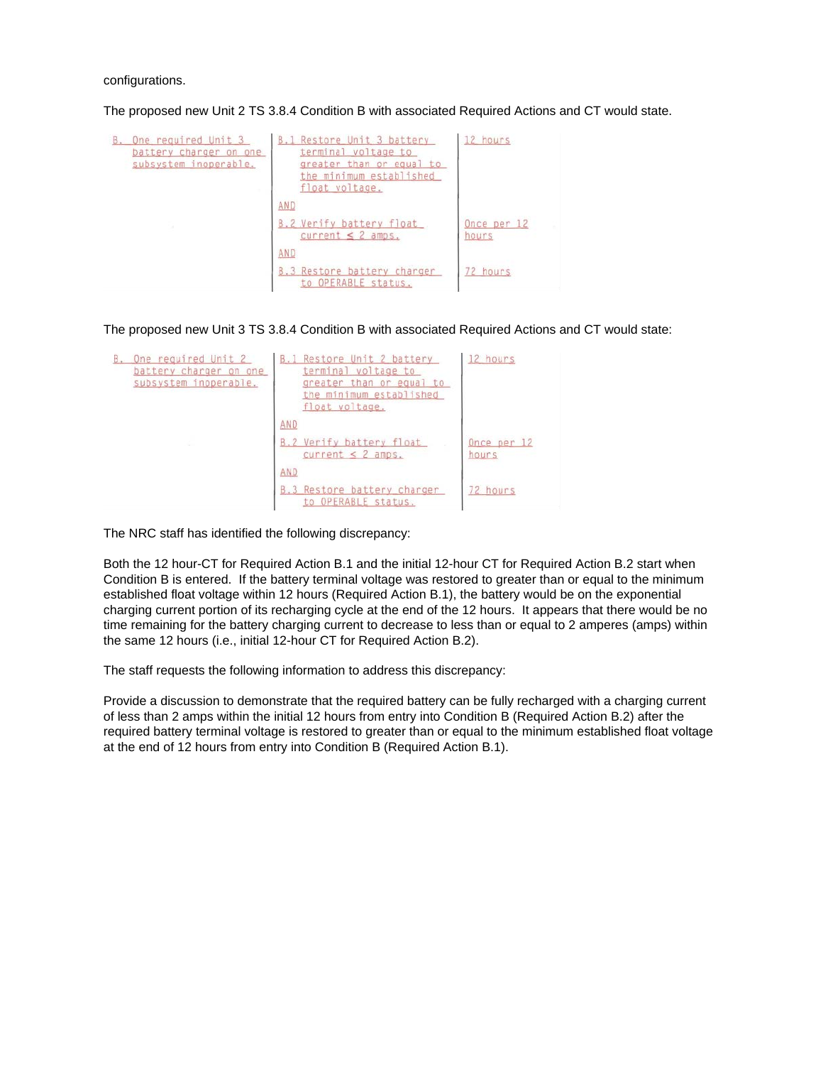configurations.

The proposed new Unit 2 TS 3.8.4 Condition B with associated Required Actions and CT would state.

| | | |
|---|---|---|
| B. One required Unit 3 battery charger on one subsystem inoperable. | B.1 Restore Unit 3 battery terminal voltage to greater than or equal to the minimum established float voltage. | 12 hours |
| | AND | |
| | B.2 Verify battery float current ≤ 2 amps. | Once per 12 hours |
| | AND | |
| | B.3 Restore battery charger to OPERABLE status. | 72 hours |

The proposed new Unit 3 TS 3.8.4 Condition B with associated Required Actions and CT would state:

| | | |
|---|---|---|
| B. One required Unit 2 battery charger on one subsystem inoperable. | B.1 Restore Unit 2 battery terminal voltage to greater than or equal to the minimum established float voltage. | 12 hours |
| | AND | |
| | B.2 Verify battery float current ≤ 2 amps. | Once per 12 hours |
| | AND | |
| | B.3 Restore battery charger to OPERABLE status. | 72 hours |

The NRC staff has identified the following discrepancy:

Both the 12 hour-CT for Required Action B.1 and the initial 12-hour CT for Required Action B.2 start when Condition B is entered. If the battery terminal voltage was restored to greater than or equal to the minimum established float voltage within 12 hours (Required Action B.1), the battery would be on the exponential charging current portion of its recharging cycle at the end of the 12 hours. It appears that there would be no time remaining for the battery charging current to decrease to less than or equal to 2 amperes (amps) within the same 12 hours (i.e., initial 12-hour CT for Required Action B.2).

The staff requests the following information to address this discrepancy:

Provide a discussion to demonstrate that the required battery can be fully recharged with a charging current of less than 2 amps within the initial 12 hours from entry into Condition B (Required Action B.2) after the required battery terminal voltage is restored to greater than or equal to the minimum established float voltage at the end of 12 hours from entry into Condition B (Required Action B.1).